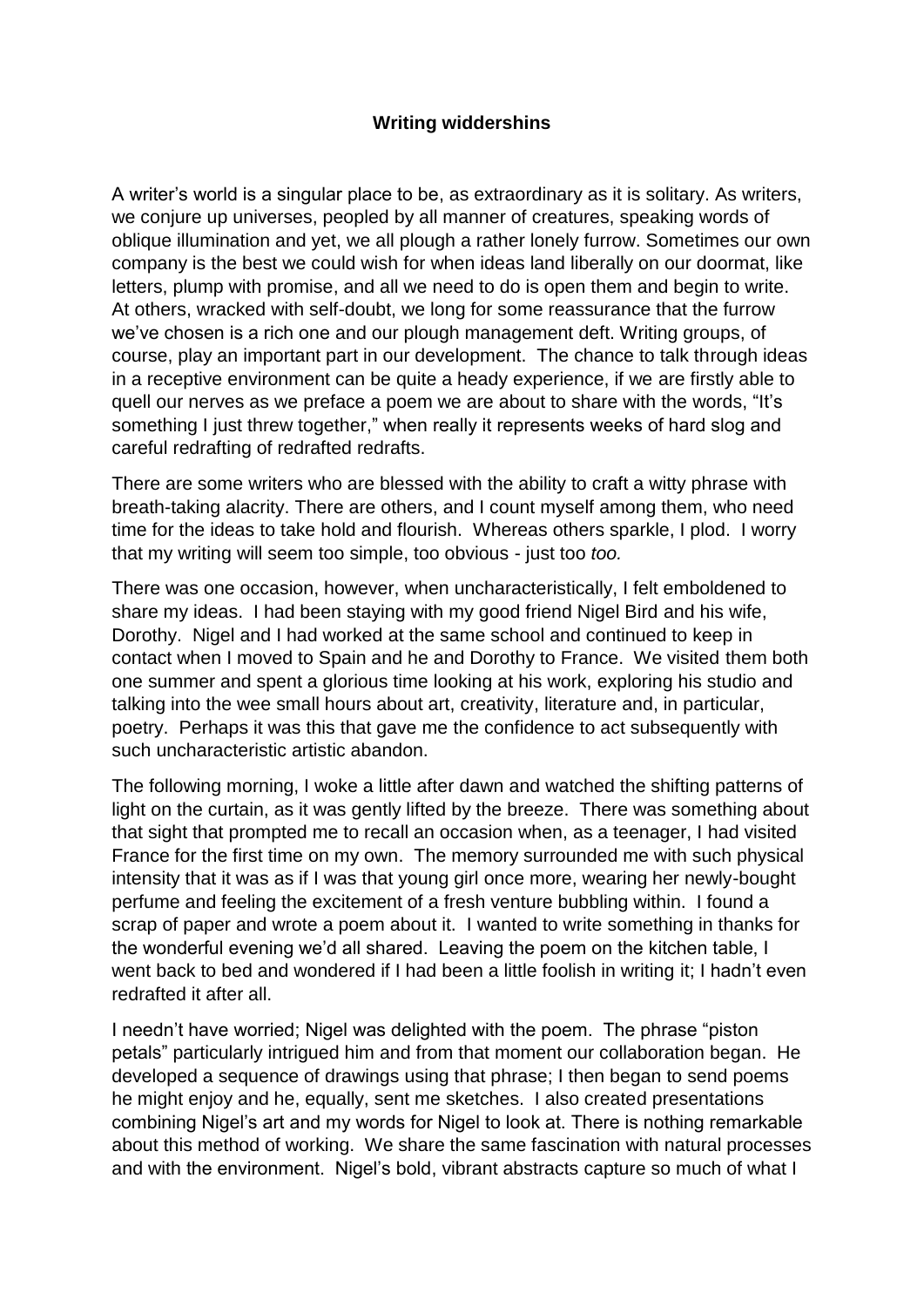**Writing widdershins**

A writer's world is a singular place to be, as extraordinary as it is solitary. As writers, we conjure up universes, peopled by all manner of creatures, speaking words of oblique illumination and yet, we all plough a rather lonely furrow. Sometimes our own company is the best we could wish for when ideas land liberally on our doormat, like letters, plump with promise, and all we need to do is open them and begin to write. At others, wracked with self-doubt, we long for some reassurance that the furrow we've chosen is a rich one and our plough management deft. Writing groups, of course, play an important part in our development. The chance to talk through ideas in a receptive environment can be quite a heady experience, if we are firstly able to quell our nerves as we preface a poem we are about to share with the words, "It's something I just threw together," when really it represents weeks of hard slog and careful redrafting of redrafted redrafts.

There are some writers who are blessed with the ability to craft a witty phrase with breath-taking alacrity. There are others, and I count myself among them, who need time for the ideas to take hold and flourish. Whereas others sparkle, I plod. I worry that my writing will seem too simple, too obvious - just too *too.*

There was one occasion, however, when uncharacteristically, I felt emboldened to share my ideas. I had been staying with my good friend Nigel Bird and his wife, Dorothy. Nigel and I had worked at the same school and continued to keep in contact when I moved to Spain and he and Dorothy to France. We visited them both one summer and spent a glorious time looking at his work, exploring his studio and talking into the wee small hours about art, creativity, literature and, in particular, poetry. Perhaps it was this that gave me the confidence to act subsequently with such uncharacteristic artistic abandon.

The following morning, I woke a little after dawn and watched the shifting patterns of light on the curtain, as it was gently lifted by the breeze. There was something about that sight that prompted me to recall an occasion when, as a teenager, I had visited France for the first time on my own. The memory surrounded me with such physical intensity that it was as if I was that young girl once more, wearing her newly-bought perfume and feeling the excitement of a fresh venture bubbling within. I found a scrap of paper and wrote a poem about it. I wanted to write something in thanks for the wonderful evening we'd all shared. Leaving the poem on the kitchen table, I went back to bed and wondered if I had been a little foolish in writing it; I hadn't even redrafted it after all.

I needn't have worried; Nigel was delighted with the poem. The phrase "piston petals" particularly intrigued him and from that moment our collaboration began. He developed a sequence of drawings using that phrase; I then began to send poems he might enjoy and he, equally, sent me sketches. I also created presentations combining Nigel's art and my words for Nigel to look at. There is nothing remarkable about this method of working. We share the same fascination with natural processes and with the environment. Nigel's bold, vibrant abstracts capture so much of what I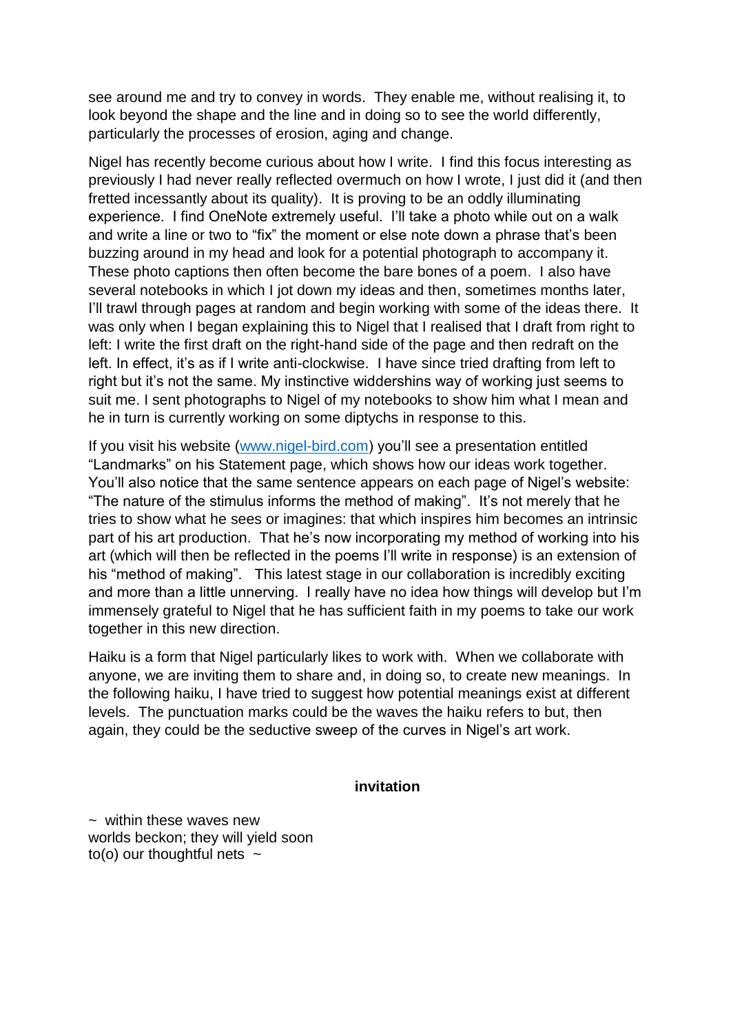see around me and try to convey in words. They enable me, without realising it, to look beyond the shape and the line and in doing so to see the world differently, particularly the processes of erosion, aging and change.

Nigel has recently become curious about how I write. I find this focus interesting as previously I had never really reflected overmuch on how I wrote, I just did it (and then fretted incessantly about its quality). It is proving to be an oddly illuminating experience. I find OneNote extremely useful. I'll take a photo while out on a walk and write a line or two to "fix" the moment or else note down a phrase that's been buzzing around in my head and look for a potential photograph to accompany it. These photo captions then often become the bare bones of a poem. I also have several notebooks in which I jot down my ideas and then, sometimes months later, I'll trawl through pages at random and begin working with some of the ideas there. It was only when I began explaining this to Nigel that I realised that I draft from right to left: I write the first draft on the right-hand side of the page and then redraft on the left. In effect, it's as if I write anti-clockwise. I have since tried drafting from left to right but it's not the same. My instinctive widdershins way of working just seems to suit me. I sent photographs to Nigel of my notebooks to show him what I mean and he in turn is currently working on some diptychs in response to this.

If you visit his website ([www.nigel-bird.com](http://www.nigel-bird.com)) you'll see a presentation entitled "Landmarks" on his Statement page, which shows how our ideas work together. You'll also notice that the same sentence appears on each page of Nigel's website: "The nature of the stimulus informs the method of making". It's not merely that he tries to show what he sees or imagines: that which inspires him becomes an intrinsic part of his art production. That he's now incorporating my method of working into his art (which will then be reflected in the poems I'll write in response) is an extension of his "method of making". This latest stage in our collaboration is incredibly exciting and more than a little unnerving. I really have no idea how things will develop but I'm immensely grateful to Nigel that he has sufficient faith in my poems to take our work together in this new direction.

Haiku is a form that Nigel particularly likes to work with. When we collaborate with anyone, we are inviting them to share and, in doing so, to create new meanings. In the following haiku, I have tried to suggest how potential meanings exist at different levels. The punctuation marks could be the waves the haiku refers to but, then again, they could be the seductive sweep of the curves in Nigel's art work.

**invitation**

~ within these waves new  
worlds beckon; they will yield soon  
to(o) our thoughtful nets ~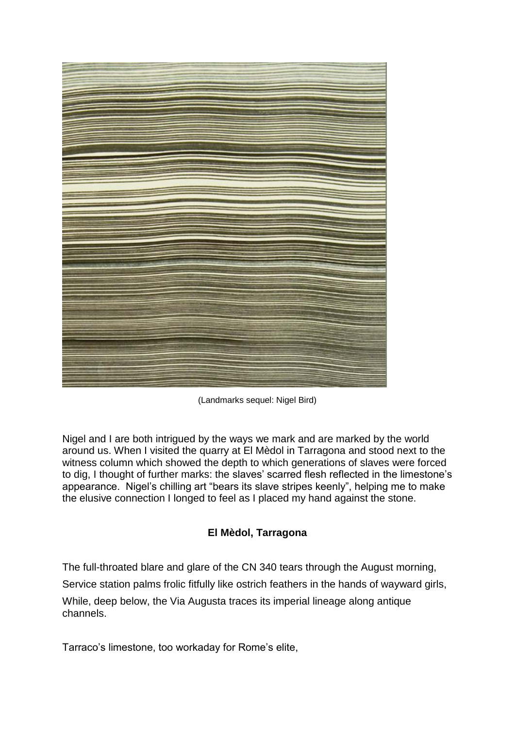(Landmarks sequel: Nigel Bird)

Nigel and I are both intrigued by the ways we mark and are marked by the world around us. When I visited the quarry at El Mèdol in Tarragona and stood next to the witness column which showed the depth to which generations of slaves were forced to dig, I thought of further marks: the slaves' scarred flesh reflected in the limestone's appearance. Nigel's chilling art "bears its slave stripes keenly", helping me to make the elusive connection I longed to feel as I placed my hand against the stone.

**El Mèdol, Tarragona**

The full-throated blare and glare of the CN 340 tears through the August morning,

Service station palms frolic fitfully like ostrich feathers in the hands of wayward girls,

While, deep below, the Via Augusta traces its imperial lineage along antique channels.

Tarraco's limestone, too workaday for Rome's elite,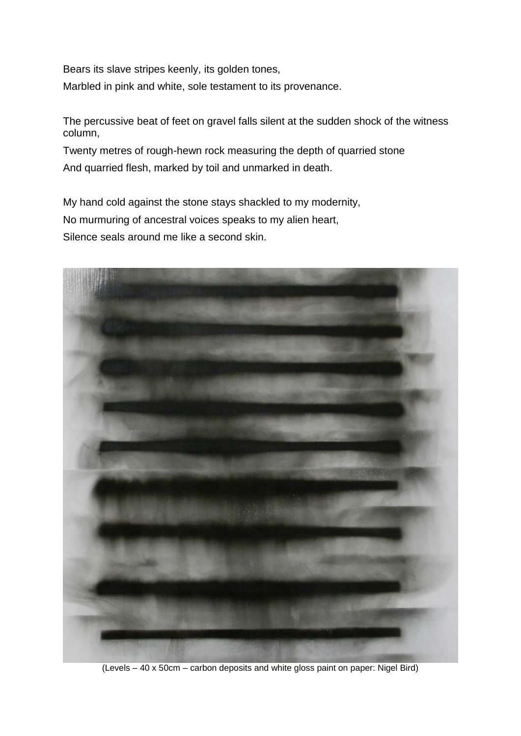Bears its slave stripes keenly, its golden tones,

Marbled in pink and white, sole testament to its provenance.

The percussive beat of feet on gravel falls silent at the sudden shock of the witness column,

Twenty metres of rough-hewn rock measuring the depth of quarried stone

And quarried flesh, marked by toil and unmarked in death.

My hand cold against the stone stays shackled to my modernity,

No murmuring of ancestral voices speaks to my alien heart,

Silence seals around me like a second skin.

(Levels – 40 x 50cm – carbon deposits and white gloss paint on paper: Nigel Bird)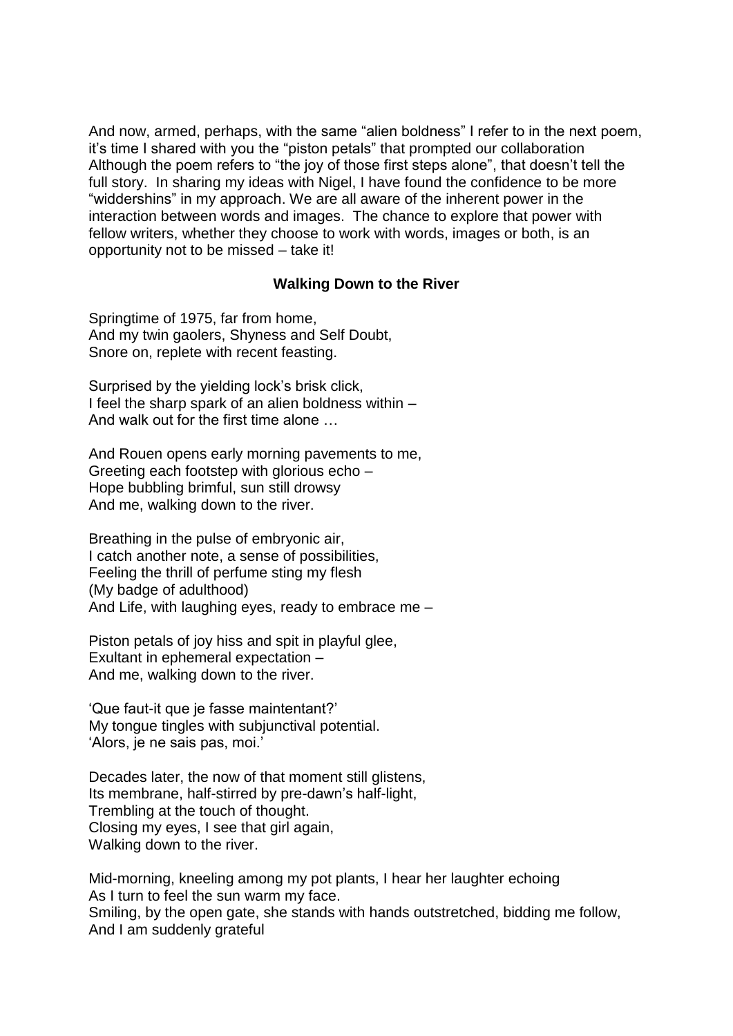And now, armed, perhaps, with the same "alien boldness" I refer to in the next poem, it's time I shared with you the "piston petals" that prompted our collaboration Although the poem refers to "the joy of those first steps alone", that doesn't tell the full story. In sharing my ideas with Nigel, I have found the confidence to be more "widdershins" in my approach. We are all aware of the inherent power in the interaction between words and images. The chance to explore that power with fellow writers, whether they choose to work with words, images or both, is an opportunity not to be missed – take it!

**Walking Down to the River**

Springtime of 1975, far from home,  
And my twin gaolers, Shyness and Self Doubt,  
Snore on, replete with recent feasting.

Surprised by the yielding lock's brisk click,  
I feel the sharp spark of an alien boldness within –  
And walk out for the first time alone …

And Rouen opens early morning pavements to me,  
Greeting each footstep with glorious echo –  
Hope bubbling brimful, sun still drowsy  
And me, walking down to the river.

Breathing in the pulse of embryonic air,  
I catch another note, a sense of possibilities,  
Feeling the thrill of perfume sting my flesh  
(My badge of adulthood)  
And Life, with laughing eyes, ready to embrace me –

Piston petals of joy hiss and spit in playful glee,  
Exultant in ephemeral expectation –  
And me, walking down to the river.

'Que faut-it que je fasse maintentant?'  
My tongue tingles with subjunctival potential.  
'Alors, je ne sais pas, moi.'

Decades later, the now of that moment still glistens,  
Its membrane, half-stirred by pre-dawn's half-light,  
Trembling at the touch of thought.  
Closing my eyes, I see that girl again,  
Walking down to the river.

Mid-morning, kneeling among my pot plants, I hear her laughter echoing  
As I turn to feel the sun warm my face.  
Smiling, by the open gate, she stands with hands outstretched, bidding me follow,  
And I am suddenly grateful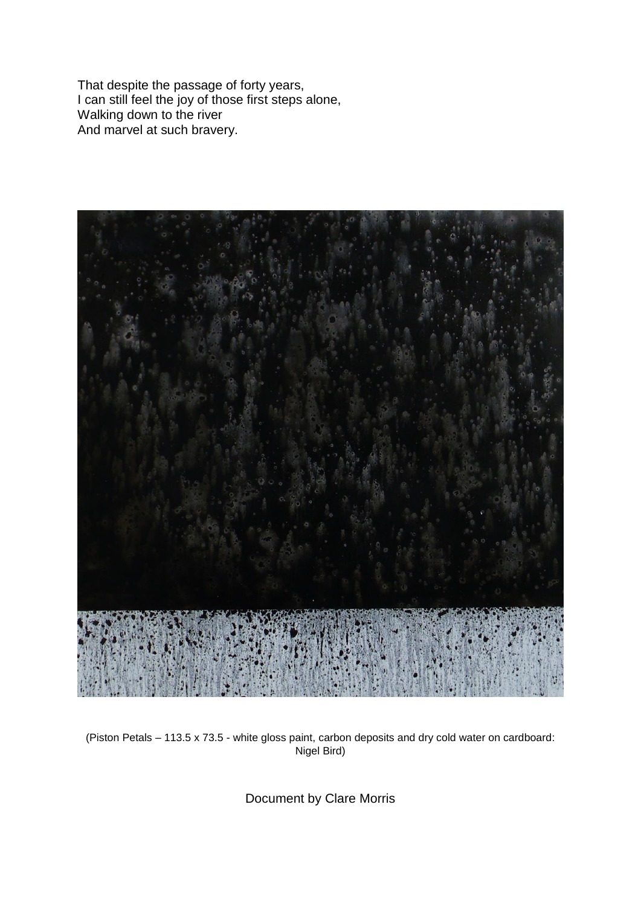That despite the passage of forty years,
I can still feel the joy of those first steps alone,
Walking down to the river
And marvel at such bravery.

(Piston Petals – 113.5 x 73.5 - white gloss paint, carbon deposits and dry cold water on cardboard: Nigel Bird)

Document by Clare Morris